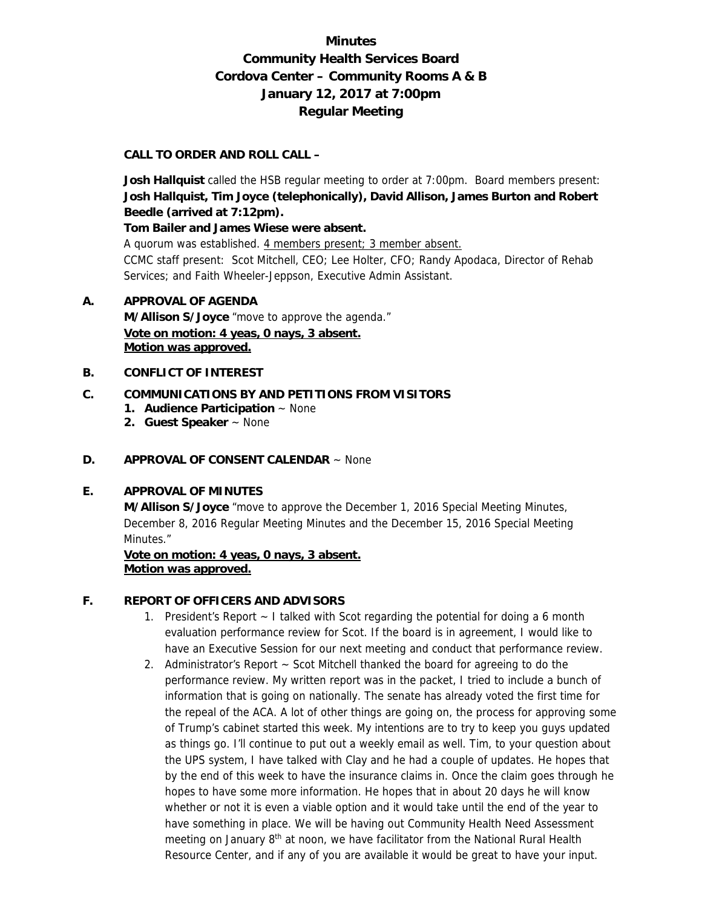# Minutes
# Community Health Services Board
# Cordova Center – Community Rooms A & B
# January 12, 2017 at 7:00pm
# Regular Meeting

**CALL TO ORDER AND ROLL CALL –**

**Josh Hallquist** called the HSB regular meeting to order at 7:00pm. Board members present: **Josh Hallquist, Tim Joyce (telephonically), David Allison, James Burton and Robert Beedle (arrived at 7:12pm).**

**Tom Bailer and James Wiese were absent.**

A quorum was established. 4 members present; 3 member absent.

CCMC staff present: Scot Mitchell, CEO; Lee Holter, CFO; Randy Apodaca, Director of Rehab Services; and Faith Wheeler-Jeppson, Executive Admin Assistant.

**A. APPROVAL OF AGENDA**

**M/Allison S/Joyce** "move to approve the agenda."

**Vote on motion: 4 yeas, 0 nays, 3 absent.**
**Motion was approved.**

**B. CONFLICT OF INTEREST**

**C. COMMUNICATIONS BY AND PETITIONS FROM VISITORS**

1. **Audience Participation** ~ None
2. **Guest Speaker** ~ None

**D. APPROVAL OF CONSENT CALENDAR** ~ None

**E. APPROVAL OF MINUTES**

**M/Allison S/Joyce** "move to approve the December 1, 2016 Special Meeting Minutes, December 8, 2016 Regular Meeting Minutes and the December 15, 2016 Special Meeting Minutes."

**Vote on motion: 4 yeas, 0 nays, 3 absent.**
**Motion was approved.**

**F. REPORT OF OFFICERS AND ADVISORS**

1. President's Report ~ I talked with Scot regarding the potential for doing a 6 month evaluation performance review for Scot. If the board is in agreement, I would like to have an Executive Session for our next meeting and conduct that performance review.
2. Administrator's Report ~ Scot Mitchell thanked the board for agreeing to do the performance review. My written report was in the packet, I tried to include a bunch of information that is going on nationally. The senate has already voted the first time for the repeal of the ACA. A lot of other things are going on, the process for approving some of Trump's cabinet started this week. My intentions are to try to keep you guys updated as things go. I'll continue to put out a weekly email as well. Tim, to your question about the UPS system, I have talked with Clay and he had a couple of updates. He hopes that by the end of this week to have the insurance claims in. Once the claim goes through he hopes to have some more information. He hopes that in about 20 days he will know whether or not it is even a viable option and it would take until the end of the year to have something in place. We will be having out Community Health Need Assessment meeting on January 8th at noon, we have facilitator from the National Rural Health Resource Center, and if any of you are available it would be great to have your input.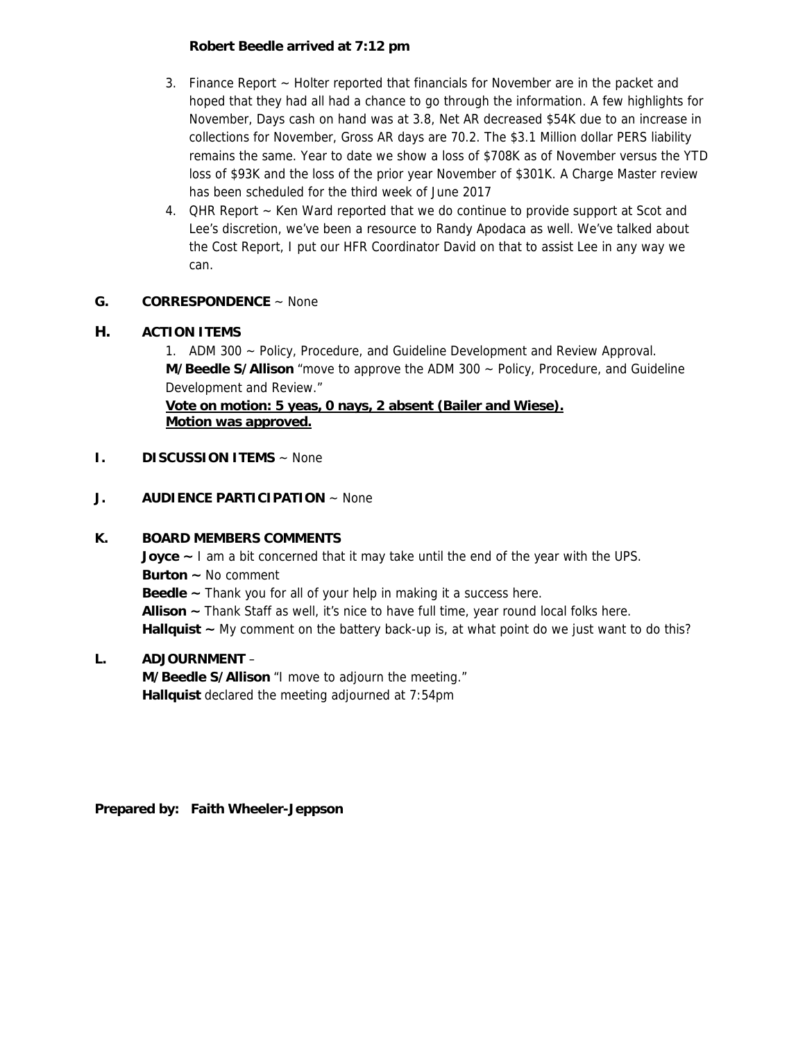**Robert Beedle arrived at 7:12 pm**

3. Finance Report ~ Holter reported that financials for November are in the packet and hoped that they had all had a chance to go through the information. A few highlights for November, Days cash on hand was at 3.8, Net AR decreased $54K due to an increase in collections for November, Gross AR days are 70.2. The $3.1 Million dollar PERS liability remains the same. Year to date we show a loss of $708K as of November versus the YTD loss of $93K and the loss of the prior year November of $301K. A Charge Master review has been scheduled for the third week of June 2017
4. QHR Report ~ Ken Ward reported that we do continue to provide support at Scot and Lee's discretion, we've been a resource to Randy Apodaca as well. We've talked about the Cost Report, I put our HFR Coordinator David on that to assist Lee in any way we can.

**G. CORRESPONDENCE** ~ None

**H. ACTION ITEMS**

1. ADM 300 ~ Policy, Procedure, and Guideline Development and Review Approval.

**M/Beedle S/Allison** "move to approve the ADM 300 ~ Policy, Procedure, and Guideline Development and Review."

**Vote on motion: 5 yeas, 0 nays, 2 absent (Bailer and Wiese).**
**Motion was approved.**

**I. DISCUSSION ITEMS** ~ None

**J. AUDIENCE PARTICIPATION** ~ None

**K. BOARD MEMBERS COMMENTS**

**Joyce ~** I am a bit concerned that it may take until the end of the year with the UPS.
**Burton ~** No comment
**Beedle ~** Thank you for all of your help in making it a success here.
**Allison ~** Thank Staff as well, it's nice to have full time, year round local folks here.
**Hallquist ~** My comment on the battery back-up is, at what point do we just want to do this?

**L. ADJOURNMENT** –

**M/Beedle S/Allison** "I move to adjourn the meeting."
**Hallquist** declared the meeting adjourned at 7:54pm

**Prepared by: Faith Wheeler-Jeppson**